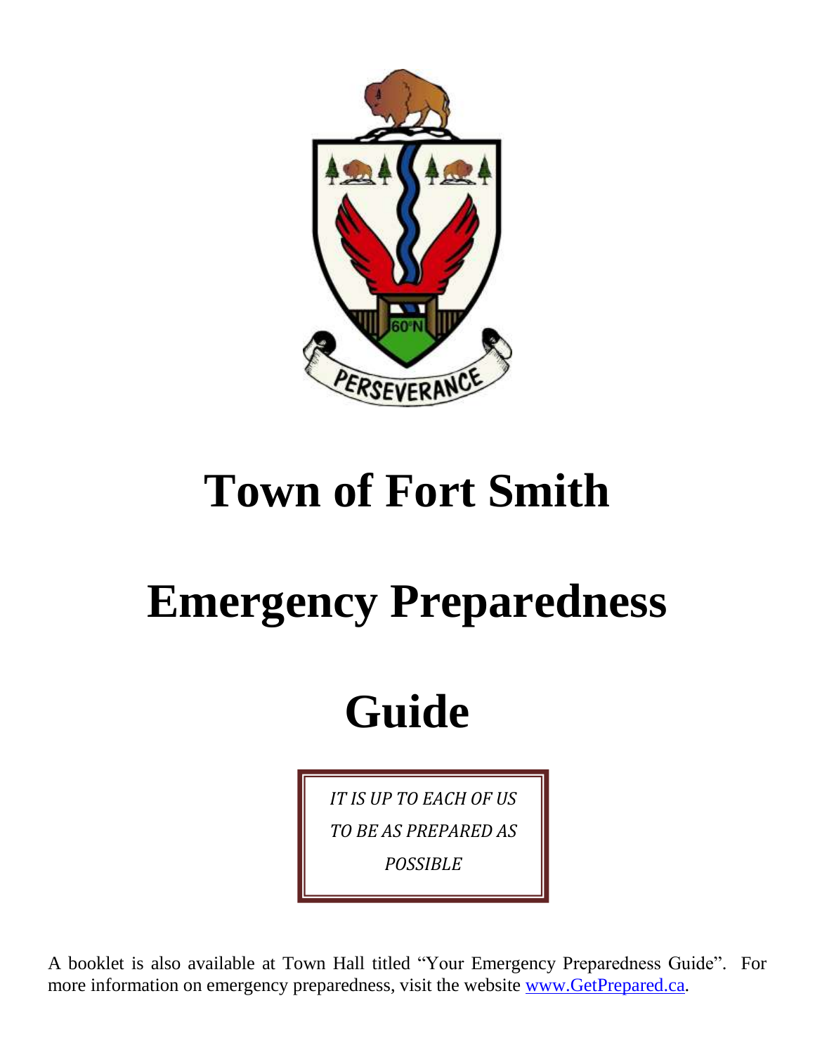# Town of Fort Smith

# Emergency Preparedness

# Guide

*IT IS UP TO EACH OF US TO BE AS PREPARED AS POSSIBLE*

A booklet is also available at Town Hall titled "Your Emergency Preparedness Guide". For more information on emergency preparedness, visit the website [www.GetPrepared.ca](http://www.GetPrepared.ca).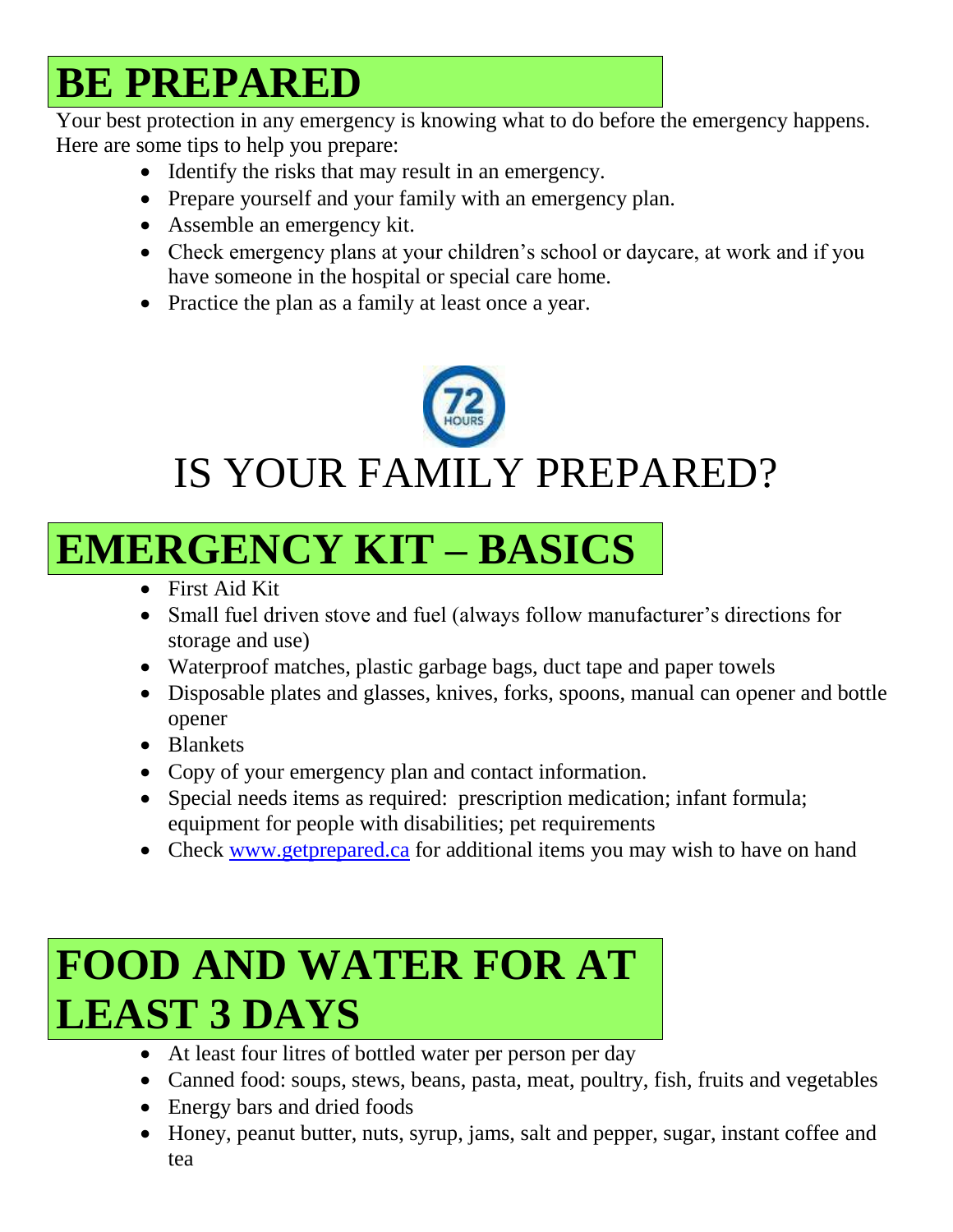# BE PREPARED

Your best protection in any emergency is knowing what to do before the emergency happens. Here are some tips to help you prepare:

- Identify the risks that may result in an emergency.
- Prepare yourself and your family with an emergency plan.
- Assemble an emergency kit.
- Check emergency plans at your children's school or daycare, at work and if you have someone in the hospital or special care home.
- Practice the plan as a family at least once a year.

72 HOURS

## IS YOUR FAMILY PREPARED?

# EMERGENCY KIT – BASICS

- First Aid Kit
- Small fuel driven stove and fuel (always follow manufacturer's directions for storage and use)
- Waterproof matches, plastic garbage bags, duct tape and paper towels
- Disposable plates and glasses, knives, forks, spoons, manual can opener and bottle opener
- Blankets
- Copy of your emergency plan and contact information.
- Special needs items as required: prescription medication; infant formula; equipment for people with disabilities; pet requirements
- Check www.getprepared.ca for additional items you may wish to have on hand

# FOOD AND WATER FOR AT LEAST 3 DAYS

- At least four litres of bottled water per person per day
- Canned food: soups, stews, beans, pasta, meat, poultry, fish, fruits and vegetables
- Energy bars and dried foods
- Honey, peanut butter, nuts, syrup, jams, salt and pepper, sugar, instant coffee and tea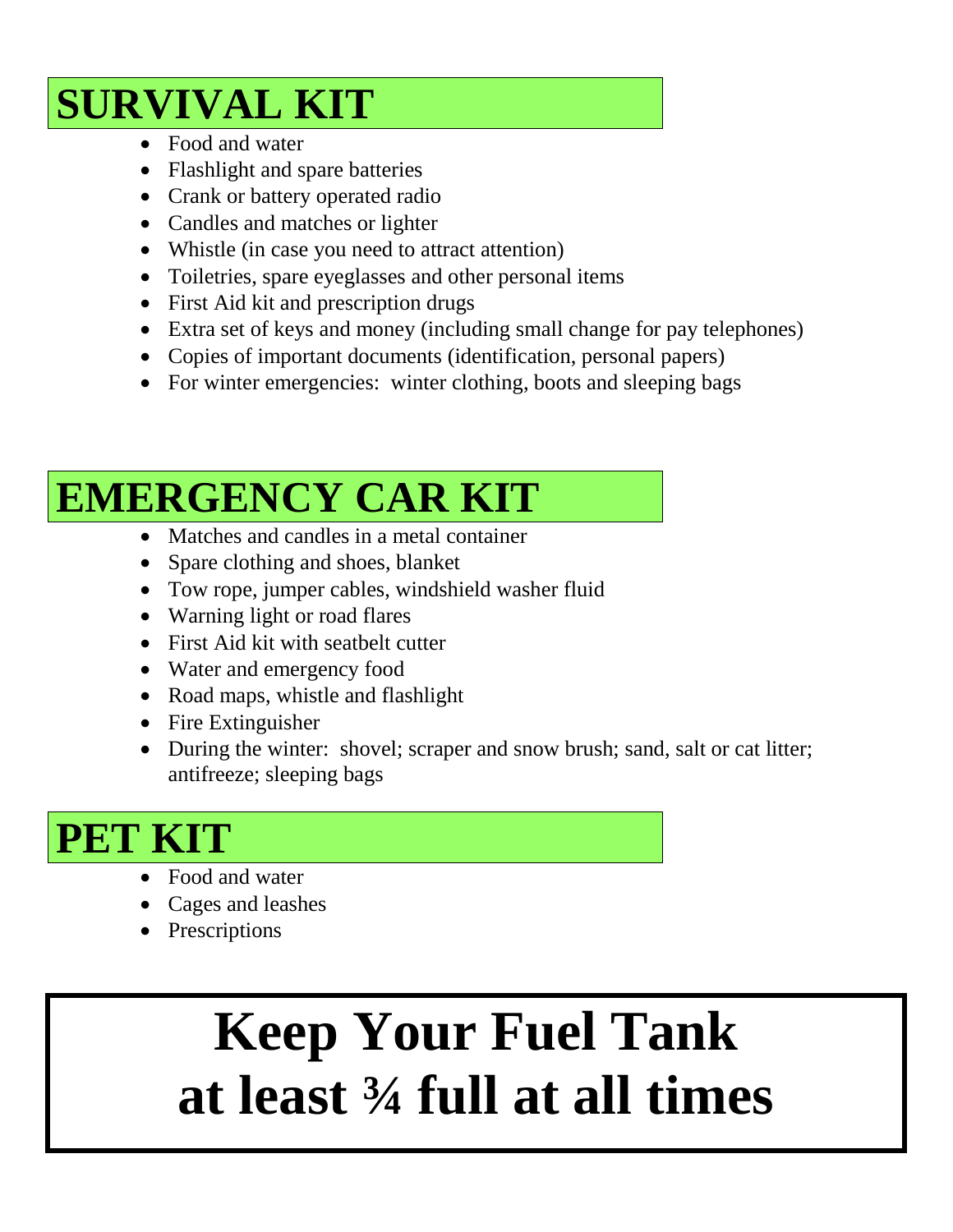# SURVIVAL KIT

- Food and water
- Flashlight and spare batteries
- Crank or battery operated radio
- Candles and matches or lighter
- Whistle (in case you need to attract attention)
- Toiletries, spare eyeglasses and other personal items
- First Aid kit and prescription drugs
- Extra set of keys and money (including small change for pay telephones)
- Copies of important documents (identification, personal papers)
- For winter emergencies: winter clothing, boots and sleeping bags

# EMERGENCY CAR KIT

- Matches and candles in a metal container
- Spare clothing and shoes, blanket
- Tow rope, jumper cables, windshield washer fluid
- Warning light or road flares
- First Aid kit with seatbelt cutter
- Water and emergency food
- Road maps, whistle and flashlight
- Fire Extinguisher
- During the winter: shovel; scraper and snow brush; sand, salt or cat litter; antifreeze; sleeping bags

# PET KIT

- Food and water
- Cages and leashes
- Prescriptions

**Keep Your Fuel Tank at least ¾ full at all times**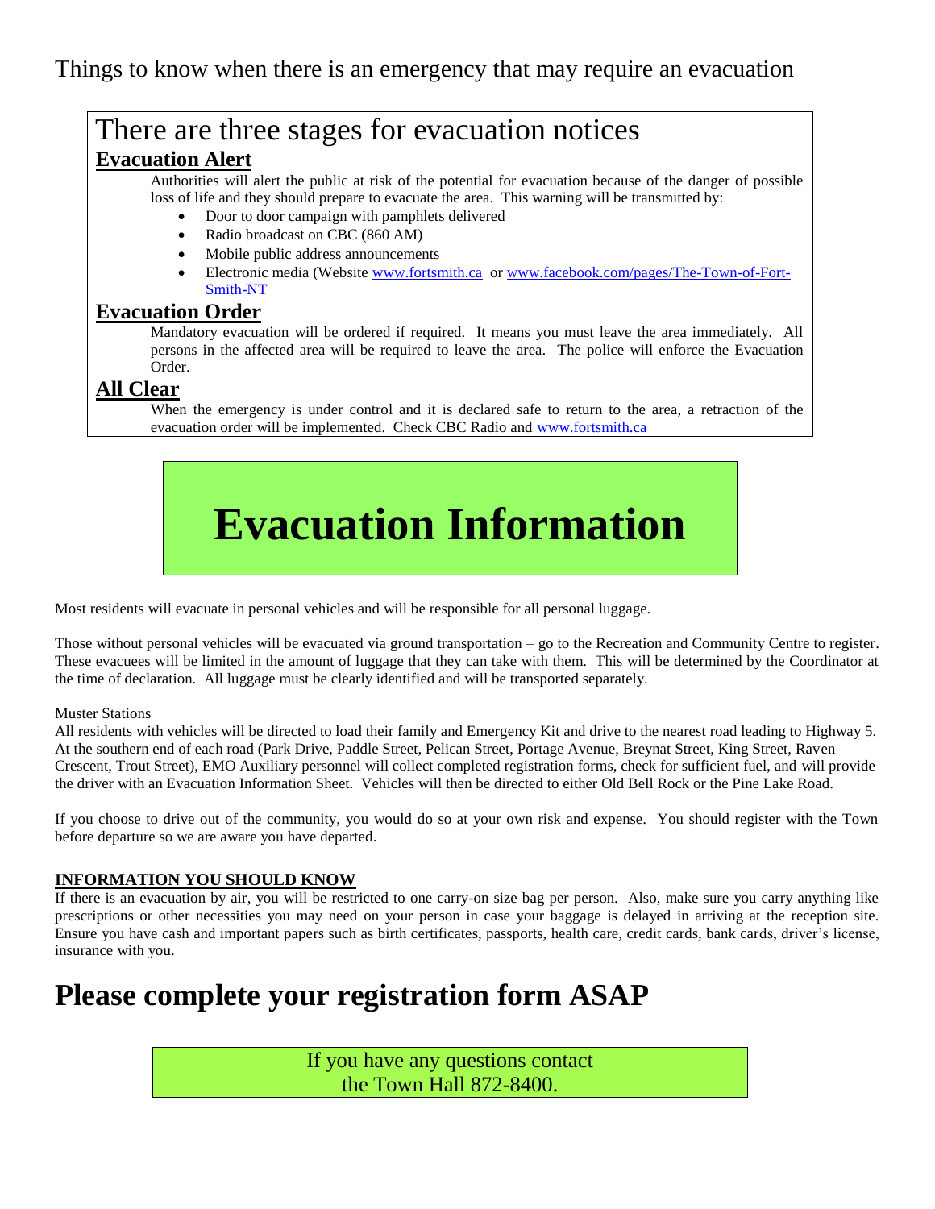Things to know when there is an emergency that may require an evacuation

## There are three stages for evacuation notices

### Evacuation Alert

Authorities will alert the public at risk of the potential for evacuation because of the danger of possible loss of life and they should prepare to evacuate the area. This warning will be transmitted by:

- Door to door campaign with pamphlets delivered
- Radio broadcast on CBC (860 AM)
- Mobile public address announcements
- Electronic media (Website www.fortsmith.ca or www.facebook.com/pages/The-Town-of-Fort-Smith-NT

### Evacuation Order

Mandatory evacuation will be ordered if required. It means you must leave the area immediately. All persons in the affected area will be required to leave the area. The police will enforce the Evacuation Order.

### All Clear

When the emergency is under control and it is declared safe to return to the area, a retraction of the evacuation order will be implemented. Check CBC Radio and www.fortsmith.ca

# Evacuation Information

Most residents will evacuate in personal vehicles and will be responsible for all personal luggage.

Those without personal vehicles will be evacuated via ground transportation – go to the Recreation and Community Centre to register. These evacuees will be limited in the amount of luggage that they can take with them. This will be determined by the Coordinator at the time of declaration. All luggage must be clearly identified and will be transported separately.

Muster Stations

All residents with vehicles will be directed to load their family and Emergency Kit and drive to the nearest road leading to Highway 5. At the southern end of each road (Park Drive, Paddle Street, Pelican Street, Portage Avenue, Breynat Street, King Street, Raven Crescent, Trout Street), EMO Auxiliary personnel will collect completed registration forms, check for sufficient fuel, and will provide the driver with an Evacuation Information Sheet. Vehicles will then be directed to either Old Bell Rock or the Pine Lake Road.

If you choose to drive out of the community, you would do so at your own risk and expense. You should register with the Town before departure so we are aware you have departed.

**INFORMATION YOU SHOULD KNOW**

If there is an evacuation by air, you will be restricted to one carry-on size bag per person. Also, make sure you carry anything like prescriptions or other necessities you may need on your person in case your baggage is delayed in arriving at the reception site. Ensure you have cash and important papers such as birth certificates, passports, health care, credit cards, bank cards, driver's license, insurance with you.

## Please complete your registration form ASAP

If you have any questions contact the Town Hall 872-8400.